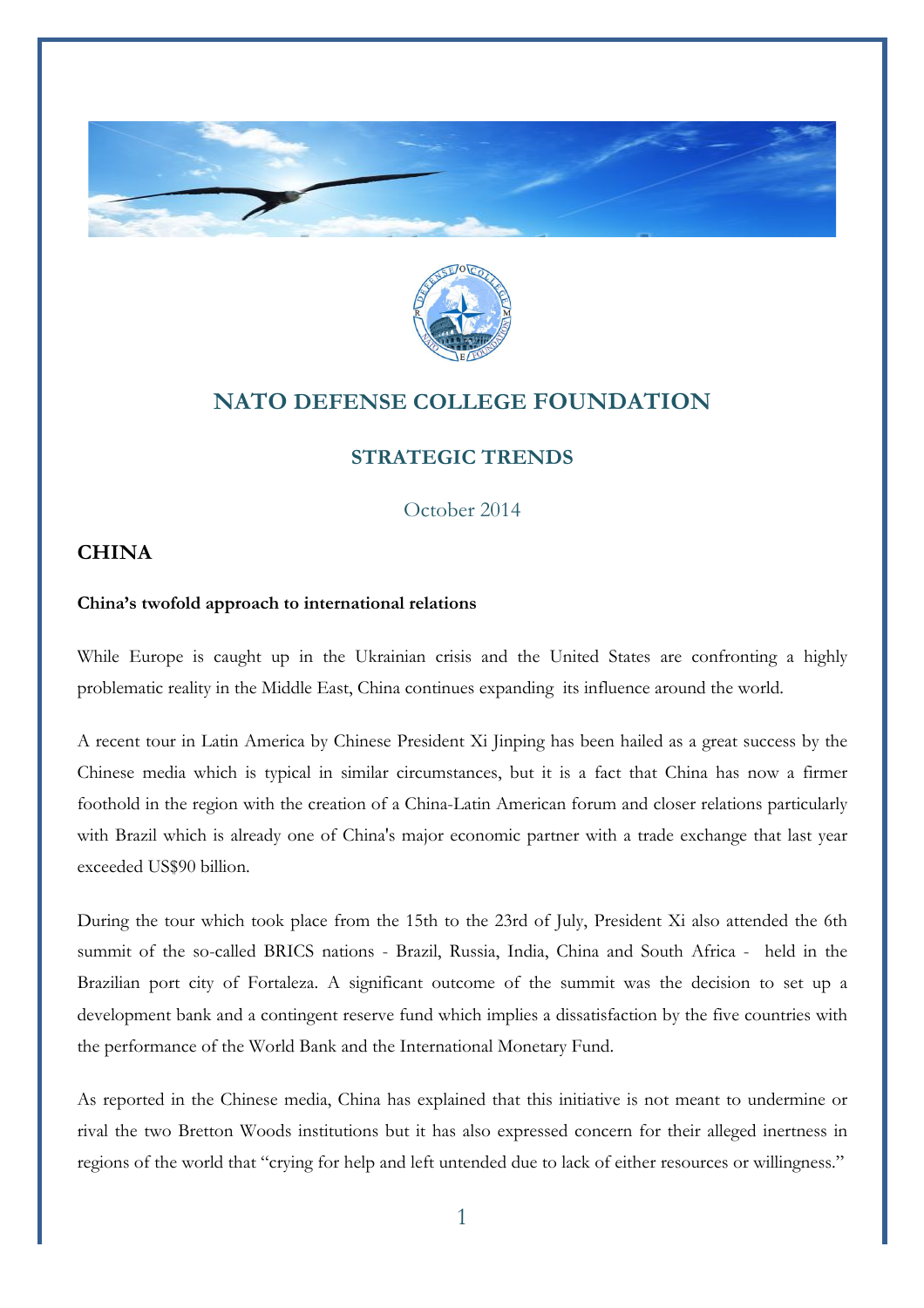# NATO DEFENSE COLLEGE FOUNDATION

## STRATEGIC TRENDS

October 2014

## CHINA

**China's twofold approach to international relations**

While Europe is caught up in the Ukrainian crisis and the United States are confronting a highly problematic reality in the Middle East, China continues expanding its influence around the world.

A recent tour in Latin America by Chinese President Xi Jinping has been hailed as a great success by the Chinese media which is typical in similar circumstances, but it is a fact that China has now a firmer foothold in the region with the creation of a China-Latin American forum and closer relations particularly with Brazil which is already one of China's major economic partner with a trade exchange that last year exceeded US$90 billion.

During the tour which took place from the 15th to the 23rd of July, President Xi also attended the 6th summit of the so-called BRICS nations - Brazil, Russia, India, China and South Africa - held in the Brazilian port city of Fortaleza. A significant outcome of the summit was the decision to set up a development bank and a contingent reserve fund which implies a dissatisfaction by the five countries with the performance of the World Bank and the International Monetary Fund.

As reported in the Chinese media, China has explained that this initiative is not meant to undermine or rival the two Bretton Woods institutions but it has also expressed concern for their alleged inertness in regions of the world that "crying for help and left untended due to lack of either resources or willingness."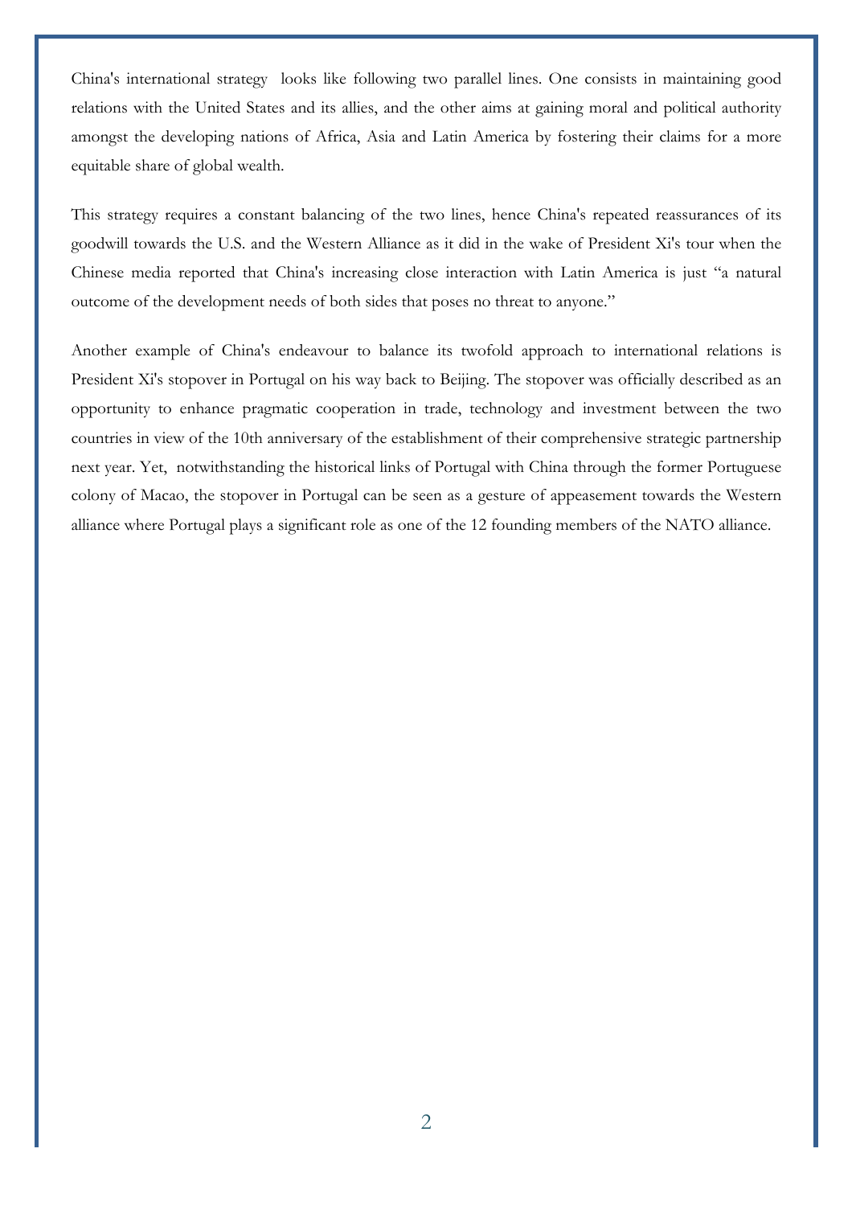China's international strategy looks like following two parallel lines. One consists in maintaining good relations with the United States and its allies, and the other aims at gaining moral and political authority amongst the developing nations of Africa, Asia and Latin America by fostering their claims for a more equitable share of global wealth.

This strategy requires a constant balancing of the two lines, hence China's repeated reassurances of its goodwill towards the U.S. and the Western Alliance as it did in the wake of President Xi's tour when the Chinese media reported that China's increasing close interaction with Latin America is just "a natural outcome of the development needs of both sides that poses no threat to anyone."

Another example of China's endeavour to balance its twofold approach to international relations is President Xi's stopover in Portugal on his way back to Beijing. The stopover was officially described as an opportunity to enhance pragmatic cooperation in trade, technology and investment between the two countries in view of the 10th anniversary of the establishment of their comprehensive strategic partnership next year. Yet, notwithstanding the historical links of Portugal with China through the former Portuguese colony of Macao, the stopover in Portugal can be seen as a gesture of appeasement towards the Western alliance where Portugal plays a significant role as one of the 12 founding members of the NATO alliance.